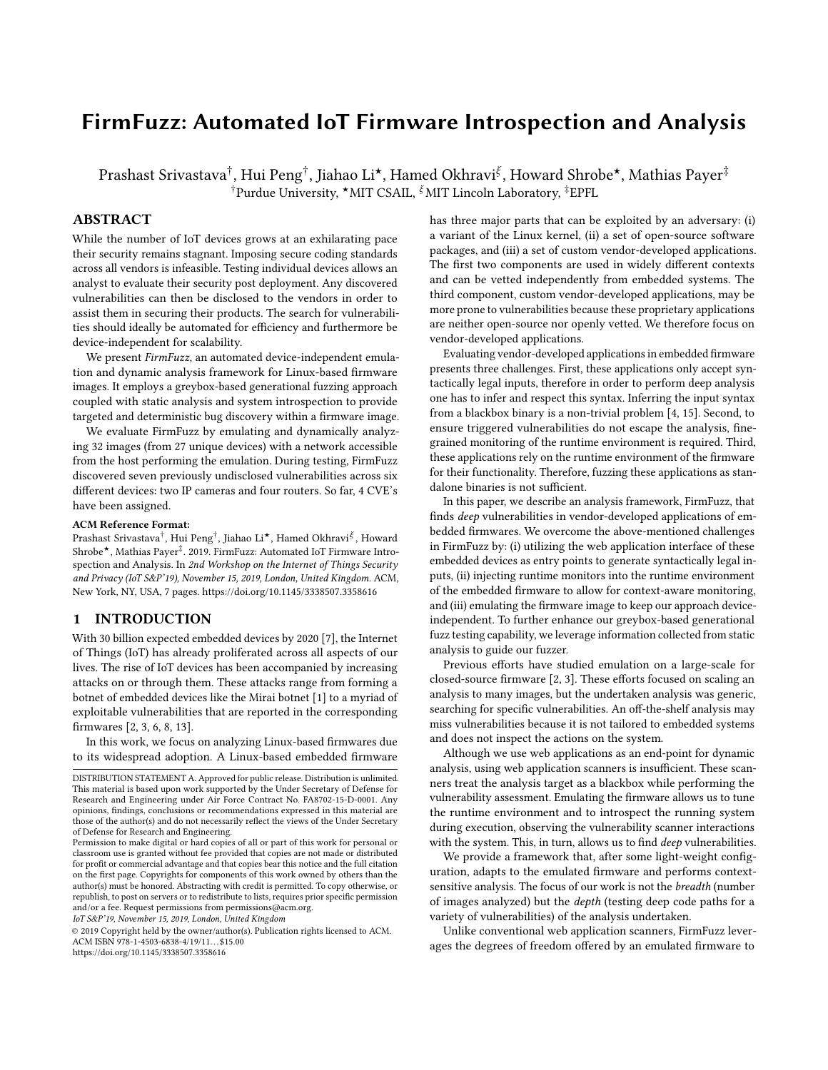# FirmFuzz: Automated IoT Firmware Introspection and Analysis

Prashast Srivastava[†], Hui Peng[†], Jiahao Li[⋆], Hamed Okhravi[ξ], Howard Shrobe[⋆], Mathias Payer[‡]

[†]Purdue University, [⋆]MIT CSAIL, [ξ]MIT Lincoln Laboratory, [‡]EPFL

## ABSTRACT

While the number of IoT devices grows at an exhilarating pace their security remains stagnant. Imposing secure coding standards across all vendors is infeasible. Testing individual devices allows an analyst to evaluate their security post deployment. Any discovered vulnerabilities can then be disclosed to the vendors in order to assist them in securing their products. The search for vulnerabilities should ideally be automated for efficiency and furthermore be device-independent for scalability.

We present *FirmFuzz*, an automated device-independent emulation and dynamic analysis framework for Linux-based firmware images. It employs a greybox-based generational fuzzing approach coupled with static analysis and system introspection to provide targeted and deterministic bug discovery within a firmware image.

We evaluate FirmFuzz by emulating and dynamically analyzing 32 images (from 27 unique devices) with a network accessible from the host performing the emulation. During testing, FirmFuzz discovered seven previously undisclosed vulnerabilities across six different devices: two IP cameras and four routers. So far, 4 CVE's have been assigned.

**ACM Reference Format:**
Prashast Srivastava[†], Hui Peng[†], Jiahao Li[⋆], Hamed Okhravi[ξ], Howard Shrobe[⋆], Mathias Payer[‡]. 2019. FirmFuzz: Automated IoT Firmware Introspection and Analysis. In *2nd Workshop on the Internet of Things Security and Privacy (IoT S&P'19), November 15, 2019, London, United Kingdom.* ACM, New York, NY, USA, 7 pages. https://doi.org/10.1145/3338507.3358616

## 1 INTRODUCTION

With 30 billion expected embedded devices by 2020 [7], the Internet of Things (IoT) has already proliferated across all aspects of our lives. The rise of IoT devices has been accompanied by increasing attacks on or through them. These attacks range from forming a botnet of embedded devices like the Mirai botnet [1] to a myriad of exploitable vulnerabilities that are reported in the corresponding firmwares [2, 3, 6, 8, 13].

In this work, we focus on analyzing Linux-based firmwares due to its widespread adoption. A Linux-based embedded firmware has three major parts that can be exploited by an adversary: (i) a variant of the Linux kernel, (ii) a set of open-source software packages, and (iii) a set of custom vendor-developed applications. The first two components are used in widely different contexts and can be vetted independently from embedded systems. The third component, custom vendor-developed applications, may be more prone to vulnerabilities because these proprietary applications are neither open-source nor openly vetted. We therefore focus on vendor-developed applications.

Evaluating vendor-developed applications in embedded firmware presents three challenges. First, these applications only accept syntactically legal inputs, therefore in order to perform deep analysis one has to infer and respect this syntax. Inferring the input syntax from a blackbox binary is a non-trivial problem [4, 15]. Second, to ensure triggered vulnerabilities do not escape the analysis, fine-grained monitoring of the runtime environment is required. Third, these applications rely on the runtime environment of the firmware for their functionality. Therefore, fuzzing these applications as standalone binaries is not sufficient.

In this paper, we describe an analysis framework, FirmFuzz, that finds *deep* vulnerabilities in vendor-developed applications of embedded firmwares. We overcome the above-mentioned challenges in FirmFuzz by: (i) utilizing the web application interface of these embedded devices as entry points to generate syntactically legal inputs, (ii) injecting runtime monitors into the runtime environment of the embedded firmware to allow for context-aware monitoring, and (iii) emulating the firmware image to keep our approach device-independent. To further enhance our greybox-based generational fuzz testing capability, we leverage information collected from static analysis to guide our fuzzer.

Previous efforts have studied emulation on a large-scale for closed-source firmware [2, 3]. These efforts focused on scaling an analysis to many images, but the undertaken analysis was generic, searching for specific vulnerabilities. An off-the-shelf analysis may miss vulnerabilities because it is not tailored to embedded systems and does not inspect the actions on the system.

Although we use web applications as an end-point for dynamic analysis, using web application scanners is insufficient. These scanners treat the analysis target as a blackbox while performing the vulnerability assessment. Emulating the firmware allows us to tune the runtime environment and to introspect the running system during execution, observing the vulnerability scanner interactions with the system. This, in turn, allows us to find *deep* vulnerabilities.

We provide a framework that, after some light-weight configuration, adapts to the emulated firmware and performs context-sensitive analysis. The focus of our work is not the *breadth* (number of images analyzed) but the *depth* (testing deep code paths for a variety of vulnerabilities) of the analysis undertaken.

Unlike conventional web application scanners, FirmFuzz leverages the degrees of freedom offered by an emulated firmware to

DISTRIBUTION STATEMENT A. Approved for public release. Distribution is unlimited. This material is based upon work supported by the Under Secretary of Defense for Research and Engineering under Air Force Contract No. FA8702-15-D-0001. Any opinions, findings, conclusions or recommendations expressed in this material are those of the author(s) and do not necessarily reflect the views of the Under Secretary of Defense for Research and Engineering.

Permission to make digital or hard copies of all or part of this work for personal or classroom use is granted without fee provided that copies are not made or distributed for profit or commercial advantage and that copies bear this notice and the full citation on the first page. Copyrights for components of this work owned by others than the author(s) must be honored. Abstracting with credit is permitted. To copy otherwise, or republish, to post on servers or to redistribute to lists, requires prior specific permission and/or a fee. Request permissions from permissions@acm.org.

*IoT S&P'19, November 15, 2019, London, United Kingdom*

© 2019 Copyright held by the owner/author(s). Publication rights licensed to ACM.
ACM ISBN 978-1-4503-6838-4/19/11...$15.00
https://doi.org/10.1145/3338507.3358616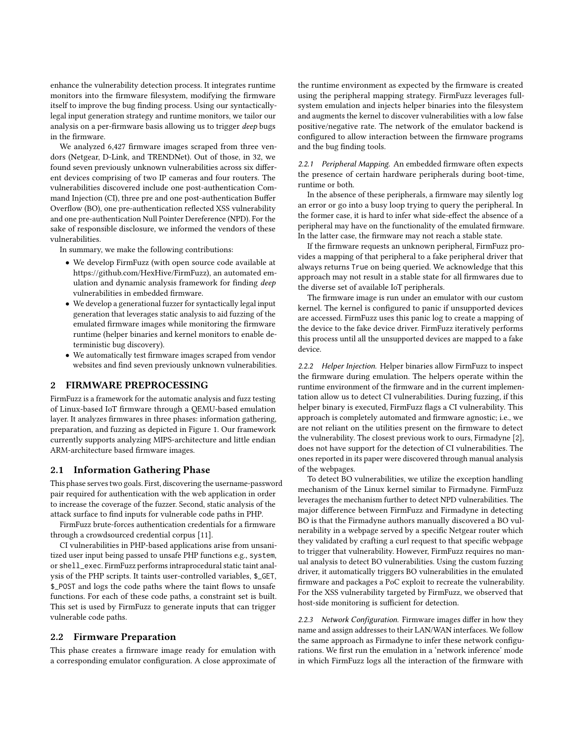enhance the vulnerability detection process. It integrates runtime monitors into the firmware filesystem, modifying the firmware itself to improve the bug finding process. Using our syntactically-legal input generation strategy and runtime monitors, we tailor our analysis on a per-firmware basis allowing us to trigger *deep* bugs in the firmware.

We analyzed 6,427 firmware images scraped from three vendors (Netgear, D-Link, and TRENDNet). Out of those, in 32, we found seven previously unknown vulnerabilities across six different devices comprising of two IP cameras and four routers. The vulnerabilities discovered include one post-authentication Command Injection (CI), three pre and one post-authentication Buffer Overflow (BO), one pre-authentication reflected XSS vulnerability and one pre-authentication Null Pointer Dereference (NPD). For the sake of responsible disclosure, we informed the vendors of these vulnerabilities.

In summary, we make the following contributions:

- We develop FirmFuzz (with open source code available at https://github.com/HexHive/FirmFuzz), an automated emulation and dynamic analysis framework for finding *deep* vulnerabilities in embedded firmware.
- We develop a generational fuzzer for syntactically legal input generation that leverages static analysis to aid fuzzing of the emulated firmware images while monitoring the firmware runtime (helper binaries and kernel monitors to enable deterministic bug discovery).
- We automatically test firmware images scraped from vendor websites and find seven previously unknown vulnerabilities.

## 2 FIRMWARE PREPROCESSING

FirmFuzz is a framework for the automatic analysis and fuzz testing of Linux-based IoT firmware through a QEMU-based emulation layer. It analyzes firmwares in three phases: information gathering, preparation, and fuzzing as depicted in Figure 1. Our framework currently supports analyzing MIPS-architecture and little endian ARM-architecture based firmware images.

### 2.1 Information Gathering Phase

This phase serves two goals. First, discovering the username-password pair required for authentication with the web application in order to increase the coverage of the fuzzer. Second, static analysis of the attack surface to find inputs for vulnerable code paths in PHP.

FirmFuzz brute-forces authentication credentials for a firmware through a crowdsourced credential corpus [11].

CI vulnerabilities in PHP-based applications arise from unsanitized user input being passed to unsafe PHP functions e.g., `system`, or `shell_exec`. FirmFuzz performs intraprocedural static taint analysis of the PHP scripts. It taints user-controlled variables, `$_GET`, `$_POST` and logs the code paths where the taint flows to unsafe functions. For each of these code paths, a constraint set is built. This set is used by FirmFuzz to generate inputs that can trigger vulnerable code paths.

### 2.2 Firmware Preparation

This phase creates a firmware image ready for emulation with a corresponding emulator configuration. A close approximate of the runtime environment as expected by the firmware is created using the peripheral mapping strategy. FirmFuzz leverages full-system emulation and injects helper binaries into the filesystem and augments the kernel to discover vulnerabilities with a low false positive/negative rate. The network of the emulator backend is configured to allow interaction between the firmware programs and the bug finding tools.

#### 2.2.1 Peripheral Mapping.

An embedded firmware often expects the presence of certain hardware peripherals during boot-time, runtime or both.

In the absence of these peripherals, a firmware may silently log an error or go into a busy loop trying to query the peripheral. In the former case, it is hard to infer what side-effect the absence of a peripheral may have on the functionality of the emulated firmware. In the latter case, the firmware may not reach a stable state.

If the firmware requests an unknown peripheral, FirmFuzz provides a mapping of that peripheral to a fake peripheral driver that always returns `True` on being queried. We acknowledge that this approach may not result in a stable state for all firmwares due to the diverse set of available IoT peripherals.

The firmware image is run under an emulator with our custom kernel. The kernel is configured to panic if unsupported devices are accessed. FirmFuzz uses this panic log to create a mapping of the device to the fake device driver. FirmFuzz iteratively performs this process until all the unsupported devices are mapped to a fake device.

#### 2.2.2 Helper Injection.

Helper binaries allow FirmFuzz to inspect the firmware during emulation. The helpers operate within the runtime environment of the firmware and in the current implementation allow us to detect CI vulnerabilities. During fuzzing, if this helper binary is executed, FirmFuzz flags a CI vulnerability. This approach is completely automated and firmware agnostic; i.e., we are not reliant on the utilities present on the firmware to detect the vulnerability. The closest previous work to ours, Firmadyne [2], does not have support for the detection of CI vulnerabilities. The ones reported in its paper were discovered through manual analysis of the webpages.

To detect BO vulnerabilities, we utilize the exception handling mechanism of the Linux kernel similar to Firmadyne. FirmFuzz leverages the mechanism further to detect NPD vulnerabilities. The major difference between FirmFuzz and Firmadyne in detecting BO is that the Firmadyne authors manually discovered a BO vulnerability in a webpage served by a specific Netgear router which they validated by crafting a curl request to that specific webpage to trigger that vulnerability. However, FirmFuzz requires no manual analysis to detect BO vulnerabilities. Using the custom fuzzing driver, it automatically triggers BO vulnerabilities in the emulated firmware and packages a PoC exploit to recreate the vulnerability. For the XSS vulnerability targeted by FirmFuzz, we observed that host-side monitoring is sufficient for detection.

#### 2.2.3 Network Configuration.

Firmware images differ in how they name and assign addresses to their LAN/WAN interfaces. We follow the same approach as Firmadyne to infer these network configurations. We first run the emulation in a 'network inference' mode in which FirmFuzz logs all the interaction of the firmware with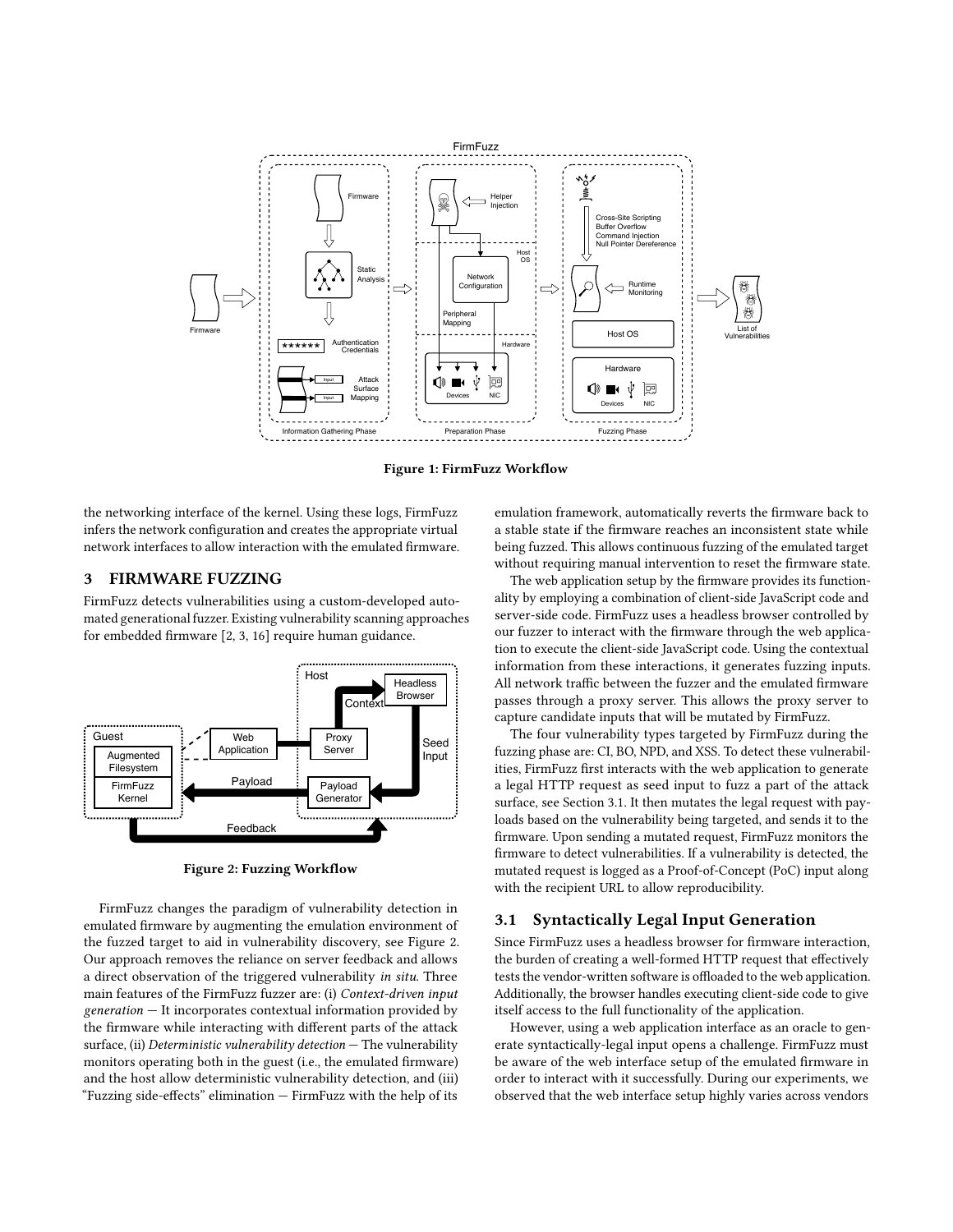Figure 1: FirmFuzz Workflow

the networking interface of the kernel. Using these logs, FirmFuzz infers the network configuration and creates the appropriate virtual network interfaces to allow interaction with the emulated firmware.

## 3 FIRMWARE FUZZING

FirmFuzz detects vulnerabilities using a custom-developed automated generational fuzzer. Existing vulnerability scanning approaches for embedded firmware [2, 3, 16] require human guidance.

Figure 2: Fuzzing Workflow

FirmFuzz changes the paradigm of vulnerability detection in emulated firmware by augmenting the emulation environment of the fuzzed target to aid in vulnerability discovery, see Figure 2. Our approach removes the reliance on server feedback and allows a direct observation of the triggered vulnerability *in situ*. Three main features of the FirmFuzz fuzzer are: (i) *Context-driven input generation* — It incorporates contextual information provided by the firmware while interacting with different parts of the attack surface, (ii) *Deterministic vulnerability detection* — The vulnerability monitors operating both in the guest (i.e., the emulated firmware) and the host allow deterministic vulnerability detection, and (iii) "Fuzzing side-effects" elimination — FirmFuzz with the help of its emulation framework, automatically reverts the firmware back to a stable state if the firmware reaches an inconsistent state while being fuzzed. This allows continuous fuzzing of the emulated target without requiring manual intervention to reset the firmware state.

The web application setup by the firmware provides its functionality by employing a combination of client-side JavaScript code and server-side code. FirmFuzz uses a headless browser controlled by our fuzzer to interact with the firmware through the web application to execute the client-side JavaScript code. Using the contextual information from these interactions, it generates fuzzing inputs. All network traffic between the fuzzer and the emulated firmware passes through a proxy server. This allows the proxy server to capture candidate inputs that will be mutated by FirmFuzz.

The four vulnerability types targeted by FirmFuzz during the fuzzing phase are: CI, BO, NPD, and XSS. To detect these vulnerabilities, FirmFuzz first interacts with the web application to generate a legal HTTP request as seed input to fuzz a part of the attack surface, see Section 3.1. It then mutates the legal request with payloads based on the vulnerability being targeted, and sends it to the firmware. Upon sending a mutated request, FirmFuzz monitors the firmware to detect vulnerabilities. If a vulnerability is detected, the mutated request is logged as a Proof-of-Concept (PoC) input along with the recipient URL to allow reproducibility.

### 3.1 Syntactically Legal Input Generation

Since FirmFuzz uses a headless browser for firmware interaction, the burden of creating a well-formed HTTP request that effectively tests the vendor-written software is offloaded to the web application. Additionally, the browser handles executing client-side code to give itself access to the full functionality of the application.

However, using a web application interface as an oracle to generate syntactically-legal input opens a challenge. FirmFuzz must be aware of the web interface setup of the emulated firmware in order to interact with it successfully. During our experiments, we observed that the web interface setup highly varies across vendors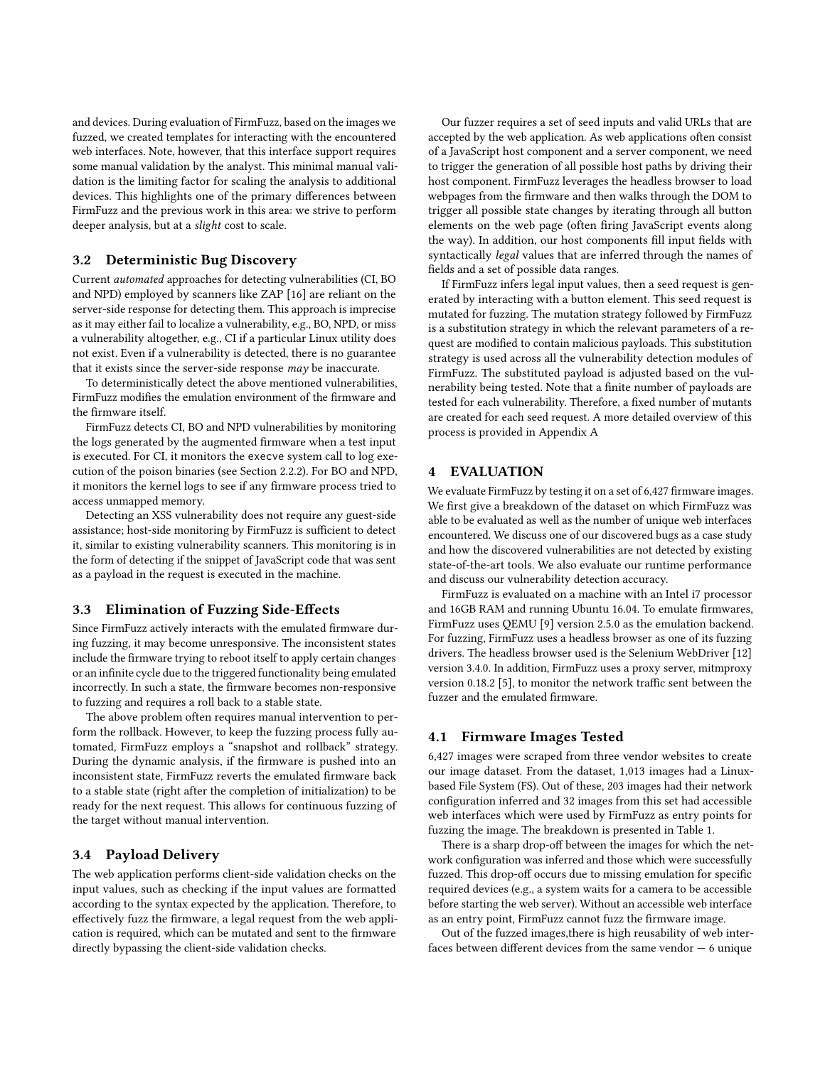and devices. During evaluation of FirmFuzz, based on the images we fuzzed, we created templates for interacting with the encountered web interfaces. Note, however, that this interface support requires some manual validation by the analyst. This minimal manual validation is the limiting factor for scaling the analysis to additional devices. This highlights one of the primary differences between FirmFuzz and the previous work in this area: we strive to perform deeper analysis, but at a *slight* cost to scale.

### 3.2 Deterministic Bug Discovery

Current *automated* approaches for detecting vulnerabilities (CI, BO and NPD) employed by scanners like ZAP [16] are reliant on the server-side response for detecting them. This approach is imprecise as it may either fail to localize a vulnerability, e.g., BO, NPD, or miss a vulnerability altogether, e.g., CI if a particular Linux utility does not exist. Even if a vulnerability is detected, there is no guarantee that it exists since the server-side response *may* be inaccurate.

To deterministically detect the above mentioned vulnerabilities, FirmFuzz modifies the emulation environment of the firmware and the firmware itself.

FirmFuzz detects CI, BO and NPD vulnerabilities by monitoring the logs generated by the augmented firmware when a test input is executed. For CI, it monitors the `execve` system call to log execution of the poison binaries (see Section 2.2.2). For BO and NPD, it monitors the kernel logs to see if any firmware process tried to access unmapped memory.

Detecting an XSS vulnerability does not require any guest-side assistance; host-side monitoring by FirmFuzz is sufficient to detect it, similar to existing vulnerability scanners. This monitoring is in the form of detecting if the snippet of JavaScript code that was sent as a payload in the request is executed in the machine.

### 3.3 Elimination of Fuzzing Side-Effects

Since FirmFuzz actively interacts with the emulated firmware during fuzzing, it may become unresponsive. The inconsistent states include the firmware trying to reboot itself to apply certain changes or an infinite cycle due to the triggered functionality being emulated incorrectly. In such a state, the firmware becomes non-responsive to fuzzing and requires a roll back to a stable state.

The above problem often requires manual intervention to perform the rollback. However, to keep the fuzzing process fully automated, FirmFuzz employs a "snapshot and rollback" strategy. During the dynamic analysis, if the firmware is pushed into an inconsistent state, FirmFuzz reverts the emulated firmware back to a stable state (right after the completion of initialization) to be ready for the next request. This allows for continuous fuzzing of the target without manual intervention.

### 3.4 Payload Delivery

The web application performs client-side validation checks on the input values, such as checking if the input values are formatted according to the syntax expected by the application. Therefore, to effectively fuzz the firmware, a legal request from the web application is required, which can be mutated and sent to the firmware directly bypassing the client-side validation checks.

Our fuzzer requires a set of seed inputs and valid URLs that are accepted by the web application. As web applications often consist of a JavaScript host component and a server component, we need to trigger the generation of all possible host paths by driving their host component. FirmFuzz leverages the headless browser to load webpages from the firmware and then walks through the DOM to trigger all possible state changes by iterating through all button elements on the web page (often firing JavaScript events along the way). In addition, our host components fill input fields with syntactically *legal* values that are inferred through the names of fields and a set of possible data ranges.

If FirmFuzz infers legal input values, then a seed request is generated by interacting with a button element. This seed request is mutated for fuzzing. The mutation strategy followed by FirmFuzz is a substitution strategy in which the relevant parameters of a request are modified to contain malicious payloads. This substitution strategy is used across all the vulnerability detection modules of FirmFuzz. The substituted payload is adjusted based on the vulnerability being tested. Note that a finite number of payloads are tested for each vulnerability. Therefore, a fixed number of mutants are created for each seed request. A more detailed overview of this process is provided in Appendix A

## 4 EVALUATION

We evaluate FirmFuzz by testing it on a set of 6,427 firmware images. We first give a breakdown of the dataset on which FirmFuzz was able to be evaluated as well as the number of unique web interfaces encountered. We discuss one of our discovered bugs as a case study and how the discovered vulnerabilities are not detected by existing state-of-the-art tools. We also evaluate our runtime performance and discuss our vulnerability detection accuracy.

FirmFuzz is evaluated on a machine with an Intel i7 processor and 16GB RAM and running Ubuntu 16.04. To emulate firmwares, FirmFuzz uses QEMU [9] version 2.5.0 as the emulation backend. For fuzzing, FirmFuzz uses a headless browser as one of its fuzzing drivers. The headless browser used is the Selenium WebDriver [12] version 3.4.0. In addition, FirmFuzz uses a proxy server, mitmproxy version 0.18.2 [5], to monitor the network traffic sent between the fuzzer and the emulated firmware.

### 4.1 Firmware Images Tested

6,427 images were scraped from three vendor websites to create our image dataset. From the dataset, 1,013 images had a Linux-based File System (FS). Out of these, 203 images had their network configuration inferred and 32 images from this set had accessible web interfaces which were used by FirmFuzz as entry points for fuzzing the image. The breakdown is presented in Table 1.

There is a sharp drop-off between the images for which the network configuration was inferred and those which were successfully fuzzed. This drop-off occurs due to missing emulation for specific required devices (e.g., a system waits for a camera to be accessible before starting the web server). Without an accessible web interface as an entry point, FirmFuzz cannot fuzz the firmware image.

Out of the fuzzed images,there is high reusability of web interfaces between different devices from the same vendor — 6 unique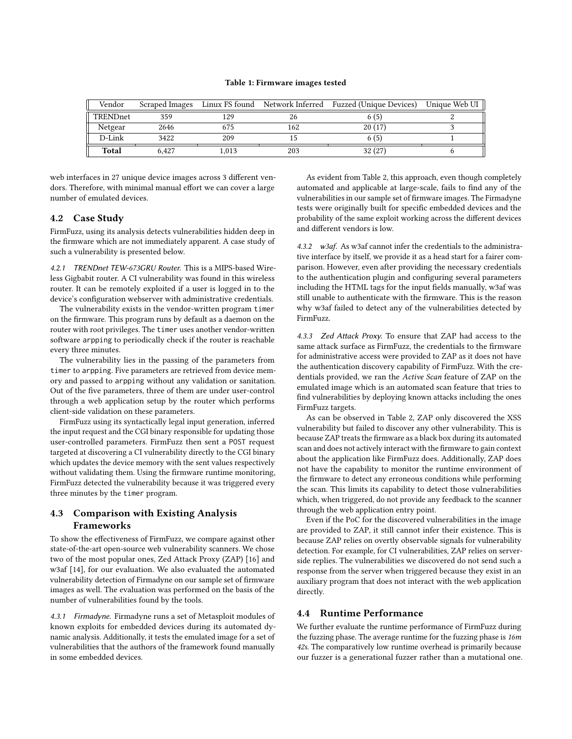**Table 1: Firmware images tested**

| Vendor | Scraped Images | Linux FS found | Network Inferred | Fuzzed (Unique Devices) | Unique Web UI |
|---|---|---|---|---|---|
| TRENDnet | 359 | 129 | 26 | 6 (5) | 2 |
| Netgear | 2646 | 675 | 162 | 20 (17) | 3 |
| D-Link | 3422 | 209 | 15 | 6 (5) | 1 |
| **Total** | 6,427 | 1,013 | 203 | 32 (27) | 6 |

web interfaces in 27 unique device images across 3 different vendors. Therefore, with minimal manual effort we can cover a large number of emulated devices.

## 4.2 Case Study

FirmFuzz, using its analysis detects vulnerabilities hidden deep in the firmware which are not immediately apparent. A case study of such a vulnerability is presented below.

*4.2.1 TRENDnet TEW-673GRU Router.* This is a MIPS-based Wireless Gigabit router. A CI vulnerability was found in this wireless router. It can be remotely exploited if a user is logged in to the device's configuration webserver with administrative credentials.

The vulnerability exists in the vendor-written program `timer` on the firmware. This program runs by default as a daemon on the router with root privileges. The `timer` uses another vendor-written software `arpping` to periodically check if the router is reachable every three minutes.

The vulnerability lies in the passing of the parameters from `timer` to `arpping`. Five parameters are retrieved from device memory and passed to `arpping` without any validation or sanitation. Out of the five parameters, three of them are under user-control through a web application setup by the router which performs client-side validation on these parameters.

FirmFuzz using its syntactically legal input generation, inferred the input request and the CGI binary responsible for updating those user-controlled parameters. FirmFuzz then sent a `POST` request targeted at discovering a CI vulnerability directly to the CGI binary which updates the device memory with the sent values respectively without validating them. Using the firmware runtime monitoring, FirmFuzz detected the vulnerability because it was triggered every three minutes by the `timer` program.

## 4.3 Comparison with Existing Analysis Frameworks

To show the effectiveness of FirmFuzz, we compare against other state-of-the-art open-source web vulnerability scanners. We chose two of the most popular ones, Zed Attack Proxy (ZAP) [16] and w3af [14], for our evaluation. We also evaluated the automated vulnerability detection of Firmadyne on our sample set of firmware images as well. The evaluation was performed on the basis of the number of vulnerabilities found by the tools.

*4.3.1 Firmadyne.* Firmadyne runs a set of Metasploit modules of known exploits for embedded devices during its automated dynamic analysis. Additionally, it tests the emulated image for a set of vulnerabilities that the authors of the framework found manually in some embedded devices.

As evident from Table 2, this approach, even though completely automated and applicable at large-scale, fails to find any of the vulnerabilities in our sample set of firmware images. The Firmadyne tests were originally built for specific embedded devices and the probability of the same exploit working across the different devices and different vendors is low.

*4.3.2 w3af.* As w3af cannot infer the credentials to the administrative interface by itself, we provide it as a head start for a fairer comparison. However, even after providing the necessary credentials to the authentication plugin and configuring several parameters including the HTML tags for the input fields manually, w3af was still unable to authenticate with the firmware. This is the reason why w3af failed to detect any of the vulnerabilities detected by FirmFuzz.

*4.3.3 Zed Attack Proxy.* To ensure that ZAP had access to the same attack surface as FirmFuzz, the credentials to the firmware for administrative access were provided to ZAP as it does not have the authentication discovery capability of FirmFuzz. With the credentials provided, we ran the *Active Scan* feature of ZAP on the emulated image which is an automated scan feature that tries to find vulnerabilities by deploying known attacks including the ones FirmFuzz targets.

As can be observed in Table 2, ZAP only discovered the XSS vulnerability but failed to discover any other vulnerability. This is because ZAP treats the firmware as a black box during its automated scan and does not actively interact with the firmware to gain context about the application like FirmFuzz does. Additionally, ZAP does not have the capability to monitor the runtime environment of the firmware to detect any erroneous conditions while performing the scan. This limits its capability to detect those vulnerabilities which, when triggered, do not provide any feedback to the scanner through the web application entry point.

Even if the PoC for the discovered vulnerabilities in the image are provided to ZAP, it still cannot infer their existence. This is because ZAP relies on overtly observable signals for vulnerability detection. For example, for CI vulnerabilities, ZAP relies on server-side replies. The vulnerabilities we discovered do not send such a response from the server when triggered because they exist in an auxiliary program that does not interact with the web application directly.

## 4.4 Runtime Performance

We further evaluate the runtime performance of FirmFuzz during the fuzzing phase. The average runtime for the fuzzing phase is *16m 42s*. The comparatively low runtime overhead is primarily because our fuzzer is a generational fuzzer rather than a mutational one.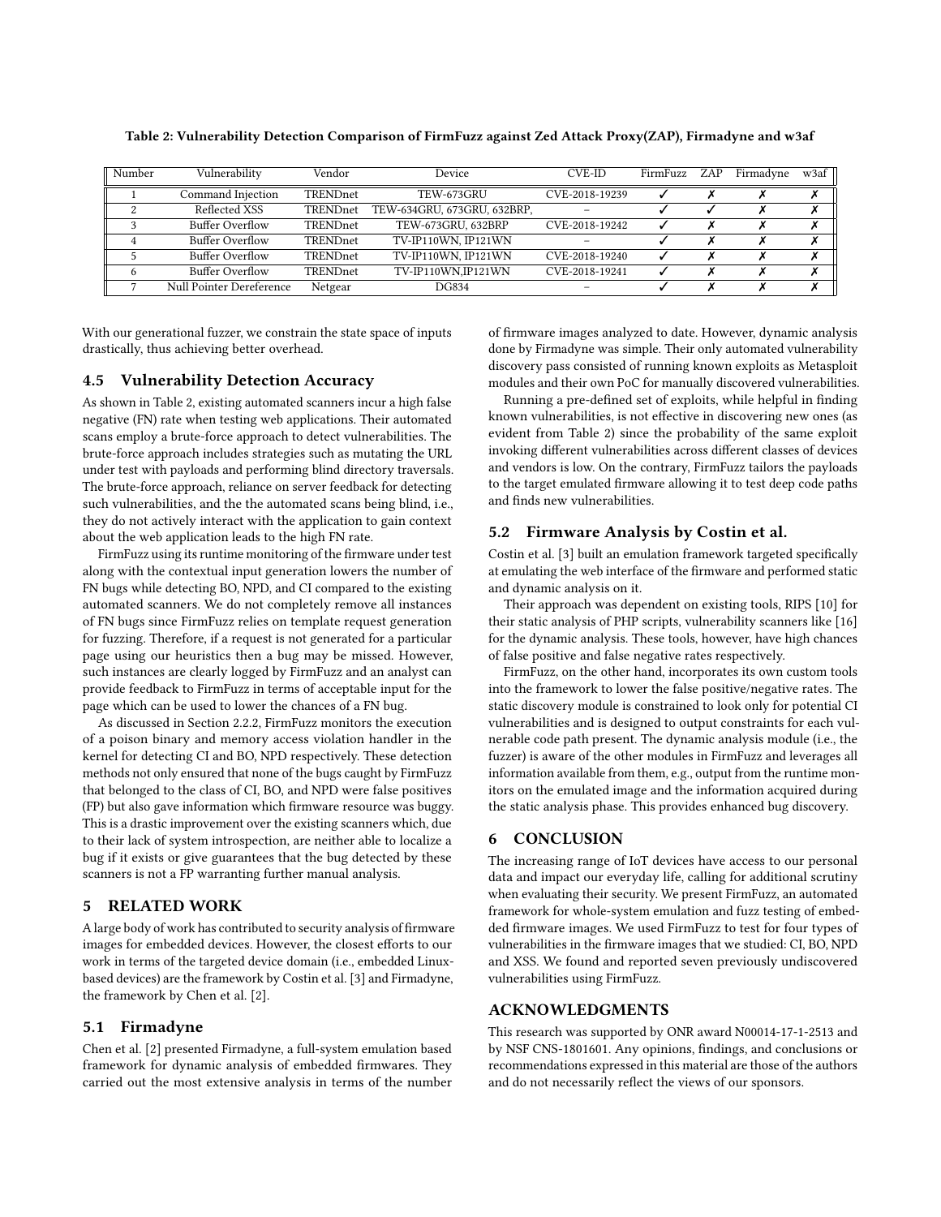**Table 2: Vulnerability Detection Comparison of FirmFuzz against Zed Attack Proxy(ZAP), Firmadyne and w3af**

| Number | Vulnerability | Vendor | Device | CVE-ID | FirmFuzz | ZAP | Firmadyne | w3af |
|---|---|---|---|---|---|---|---|---|
| 1 | Command Injection | TRENDnet | TEW-673GRU | CVE-2018-19239 | ✓ | ✗ | ✗ | ✗ |
| 2 | Reflected XSS | TRENDnet | TEW-634GRU, 673GRU, 632BRP, | – | ✓ | ✓ | ✗ | ✗ |
| 3 | Buffer Overflow | TRENDnet | TEW-673GRU, 632BRP | CVE-2018-19242 | ✓ | ✗ | ✗ | ✗ |
| 4 | Buffer Overflow | TRENDnet | TV-IP110WN, IP121WN | – | ✓ | ✗ | ✗ | ✗ |
| 5 | Buffer Overflow | TRENDnet | TV-IP110WN, IP121WN | CVE-2018-19240 | ✓ | ✗ | ✗ | ✗ |
| 6 | Buffer Overflow | TRENDnet | TV-IP110WN,IP121WN | CVE-2018-19241 | ✓ | ✗ | ✗ | ✗ |
| 7 | Null Pointer Dereference | Netgear | DG834 | – | ✓ | ✗ | ✗ | ✗ |

With our generational fuzzer, we constrain the state space of inputs drastically, thus achieving better overhead.

## 4.5 Vulnerability Detection Accuracy

As shown in Table 2, existing automated scanners incur a high false negative (FN) rate when testing web applications. Their automated scans employ a brute-force approach to detect vulnerabilities. The brute-force approach includes strategies such as mutating the URL under test with payloads and performing blind directory traversals. The brute-force approach, reliance on server feedback for detecting such vulnerabilities, and the the automated scans being blind, i.e., they do not actively interact with the application to gain context about the web application leads to the high FN rate.

FirmFuzz using its runtime monitoring of the firmware under test along with the contextual input generation lowers the number of FN bugs while detecting BO, NPD, and CI compared to the existing automated scanners. We do not completely remove all instances of FN bugs since FirmFuzz relies on template request generation for fuzzing. Therefore, if a request is not generated for a particular page using our heuristics then a bug may be missed. However, such instances are clearly logged by FirmFuzz and an analyst can provide feedback to FirmFuzz in terms of acceptable input for the page which can be used to lower the chances of a FN bug.

As discussed in Section 2.2.2, FirmFuzz monitors the execution of a poison binary and memory access violation handler in the kernel for detecting CI and BO, NPD respectively. These detection methods not only ensured that none of the bugs caught by FirmFuzz that belonged to the class of CI, BO, and NPD were false positives (FP) but also gave information which firmware resource was buggy. This is a drastic improvement over the existing scanners which, due to their lack of system introspection, are neither able to localize a bug if it exists or give guarantees that the bug detected by these scanners is not a FP warranting further manual analysis.

# 5 RELATED WORK

A large body of work has contributed to security analysis of firmware images for embedded devices. However, the closest efforts to our work in terms of the targeted device domain (i.e., embedded Linux-based devices) are the framework by Costin et al. [3] and Firmadyne, the framework by Chen et al. [2].

## 5.1 Firmadyne

Chen et al. [2] presented Firmadyne, a full-system emulation based framework for dynamic analysis of embedded firmwares. They carried out the most extensive analysis in terms of the number of firmware images analyzed to date. However, dynamic analysis done by Firmadyne was simple. Their only automated vulnerability discovery pass consisted of running known exploits as Metasploit modules and their own PoC for manually discovered vulnerabilities.

Running a pre-defined set of exploits, while helpful in finding known vulnerabilities, is not effective in discovering new ones (as evident from Table 2) since the probability of the same exploit invoking different vulnerabilities across different classes of devices and vendors is low. On the contrary, FirmFuzz tailors the payloads to the target emulated firmware allowing it to test deep code paths and finds new vulnerabilities.

## 5.2 Firmware Analysis by Costin et al.

Costin et al. [3] built an emulation framework targeted specifically at emulating the web interface of the firmware and performed static and dynamic analysis on it.

Their approach was dependent on existing tools, RIPS [10] for their static analysis of PHP scripts, vulnerability scanners like [16] for the dynamic analysis. These tools, however, have high chances of false positive and false negative rates respectively.

FirmFuzz, on the other hand, incorporates its own custom tools into the framework to lower the false positive/negative rates. The static discovery module is constrained to look only for potential CI vulnerabilities and is designed to output constraints for each vulnerable code path present. The dynamic analysis module (i.e., the fuzzer) is aware of the other modules in FirmFuzz and leverages all information available from them, e.g., output from the runtime monitors on the emulated image and the information acquired during the static analysis phase. This provides enhanced bug discovery.

# 6 CONCLUSION

The increasing range of IoT devices have access to our personal data and impact our everyday life, calling for additional scrutiny when evaluating their security. We present FirmFuzz, an automated framework for whole-system emulation and fuzz testing of embedded firmware images. We used FirmFuzz to test for four types of vulnerabilities in the firmware images that we studied: CI, BO, NPD and XSS. We found and reported seven previously undiscovered vulnerabilities using FirmFuzz.

# ACKNOWLEDGMENTS

This research was supported by ONR award N00014-17-1-2513 and by NSF CNS-1801601. Any opinions, findings, and conclusions or recommendations expressed in this material are those of the authors and do not necessarily reflect the views of our sponsors.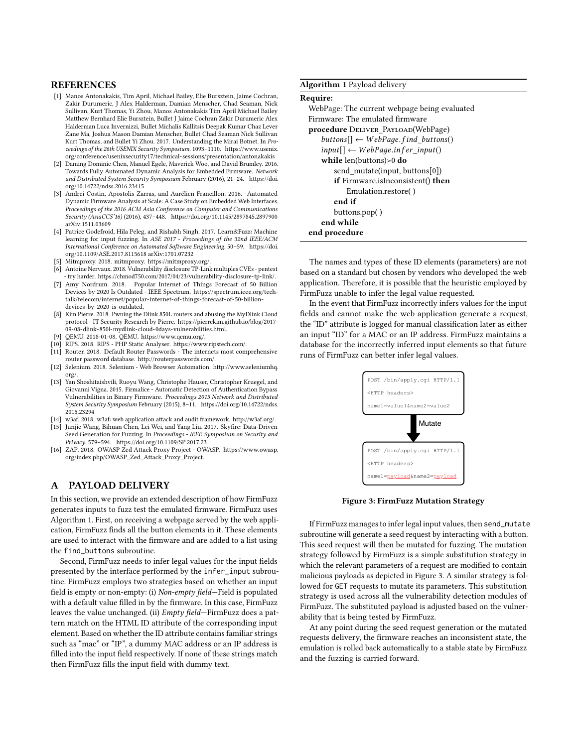## REFERENCES

- [1] Manos Antonakakis, Tim April, Michael Bailey, Elie Bursztein, Jaime Cochran, Zakir Durumeric, J Alex Halderman, Damian Menscher, Chad Seaman, Nick Sullivan, Kurt Thomas, Yi Zhou, Manos Antonakakis Tim April Michael Bailey Matthew Bernhard Elie Bursztein, Bullet J Jaime Cochran Zakir Durumeric Alex Halderman Luca Invernizzi, Bullet Michalis Kallitsis Deepak Kumar Chaz Lever Zane Ma, Joshua Mason Damian Menscher, Bullet Chad Seaman Nick Sullivan Kurt Thomas, and Bullet Yi Zhou. 2017. Understanding the Mirai Botnet. In *Proceedings of the 26th USENIX Security Symposium*. 1093–1110. https://www.usenix.org/conference/usenixsecurity17/technical-sessions/presentation/antonakakis
- [2] Daming Dominic Chen, Manuel Egele, Maverick Woo, and David Brumley. 2016. Towards Fully Automated Dynamic Analysis for Embedded Firmware. *Network and Distributed System Security Symposium* February (2016), 21–24. https://doi.org/10.14722/ndss.2016.23415
- [3] Andrei Costin, Apostolis Zarras, and Aurélien Francillon. 2016. Automated Dynamic Firmware Analysis at Scale: A Case Study on Embedded Web Interfaces. *Proceedings of the 2016 ACM Asia Conference on Computer and Communications Security (AsiaCCS'16)* (2016), 437–448. https://doi.org/10.1145/2897845.2897900 arXiv:1511.03609
- [4] Patrice Godefroid, Hila Peleg, and Rishabh Singh. 2017. Learn&Fuzz: Machine learning for input fuzzing. In *ASE 2017 - Proceedings of the 32nd IEEE/ACM International Conference on Automated Software Engineering*. 50–59. https://doi.org/10.1109/ASE.2017.8115618 arXiv:1701.07232
- [5] Mitmproxy. 2018. mitmproxy. https://mitmproxy.org/.
- [6] Antoine Nervaux. 2018. Vulnerability disclosure TP-Link multiples CVEs - pentest - try harder. https://chmod750.com/2017/04/23/vulnerability-disclosure-tp-link/.
- [7] Amy Nordrum. 2018. Popular Internet of Things Forecast of 50 Billion Devices by 2020 Is Outdated - IEEE Spectrum. https://spectrum.ieee.org/tech-talk/telecom/internet/popular-internet-of-things-forecast-of-50-billion-devices-by-2020-is-outdated.
- [8] Kim Pierre. 2018. Pwning the Dlink 850L routers and abusing the MyDlink Cloud protocol - IT Security Research by Pierre. https://pierrekim.github.io/blog/2017-09-08-dlink-850l-mydlink-cloud-0days-vulnerabilities.html.
- [9] QEMU. 2018-01-08. QEMU. https://www.qemu.org/.
- [10] RIPS. 2018. RIPS - PHP Static Analyser. https://www.ripstech.com/.
- [11] Router. 2018. Default Router Passwords - The internets most comprehensive router password database. http://routerpasswords.com/.
- [12] Selenium. 2018. Selenium - Web Browser Automation. http://www.seleniumhq.org/.
- [13] Yan Shoshitaishvili, Ruoyu Wang, Christophe Hauser, Christopher Kruegel, and Giovanni Vigna. 2015. Firmalice - Automatic Detection of Authentication Bypass Vulnerabilities in Binary Firmware. *Proceedings 2015 Network and Distributed System Security Symposium* February (2015), 8–11. https://doi.org/10.14722/ndss.2015.23294
- [14] w3af. 2018. w3af: web application attack and audit framework. http://w3af.org/.
- [15] Junjie Wang, Bihuan Chen, Lei Wei, and Yang Liu. 2017. Skyfire: Data-Driven Seed Generation for Fuzzing. In *Proceedings - IEEE Symposium on Security and Privacy*. 579–594. https://doi.org/10.1109/SP.2017.23
- [16] ZAP. 2018. OWASP Zed Attack Proxy Project - OWASP. https://www.owasp.org/index.php/OWASP_Zed_Attack_Proxy_Project.

## A PAYLOAD DELIVERY

In this section, we provide an extended description of how FirmFuzz generates inputs to fuzz test the emulated firmware. FirmFuzz uses Algorithm 1. First, on receiving a webpage served by the web application, FirmFuzz finds all the button elements in it. These elements are used to interact with the firmware and are added to a list using the `find_buttons` subroutine.

Second, FirmFuzz needs to infer legal values for the input fields presented by the interface performed by the `infer_input` subroutine. FirmFuzz employs two strategies based on whether an input field is empty or non-empty: (i) *Non-empty field*—Field is populated with a default value filled in by the firmware. In this case, FirmFuzz leaves the value unchanged. (ii) *Empty field*—FirmFuzz does a pattern match on the HTML ID attribute of the corresponding input element. Based on whether the ID attribute contains familiar strings such as "mac" or "IP", a dummy MAC address or an IP address is filled into the input field respectively. If none of these strings match then FirmFuzz fills the input field with dummy text.

**Algorithm 1** Payload delivery

```
Require:
  WebPage: The current webpage being evaluated
  Firmware: The emulated firmware
  procedure DELIVER_PAYLOAD(WebPage)
      buttons[] ← WebPage.find_buttons()
      input[] ← WebPage.infer_input()
      while len(buttons)>0 do
          send_mutate(input, buttons[0])
          if Firmware.isInconsistent() then
              Emulation.restore( )
          end if
          buttons.pop( )
      end while
  end procedure
```

The names and types of these ID elements (parameters) are not based on a standard but chosen by vendors who developed the web application. Therefore, it is possible that the heuristic employed by FirmFuzz unable to infer the legal value requested.

In the event that FirmFuzz incorrectly infers values for the input fields and cannot make the web application generate a request, the "ID" attribute is logged for manual classification later as either an input "ID" for a MAC or an IP address. FirmFuzz maintains a database for the incorrectly inferred input elements so that future runs of FirmFuzz can better infer legal values.

```
POST /bin/apply.cgi HTTP/1.1
<HTTP headers>
name1=value1&name2=value2
```

Mutate

```
POST /bin/apply.cgi HTTP/1.1
<HTTP headers>
name1=payload&name2=payload
```

**Figure 3: FirmFuzz Mutation Strategy**

If FirmFuzz manages to infer legal input values, then `send_mutate` subroutine will generate a seed request by interacting with a button. This seed request will then be mutated for fuzzing. The mutation strategy followed by FirmFuzz is a simple substitution strategy in which the relevant parameters of a request are modified to contain malicious payloads as depicted in Figure 3. A similar strategy is followed for `GET` requests to mutate its parameters. This substitution strategy is used across all the vulnerability detection modules of FirmFuzz. The substituted payload is adjusted based on the vulnerability that is being tested by FirmFuzz.

At any point during the seed request generation or the mutated requests delivery, the firmware reaches an inconsistent state, the emulation is rolled back automatically to a stable state by FirmFuzz and the fuzzing is carried forward.